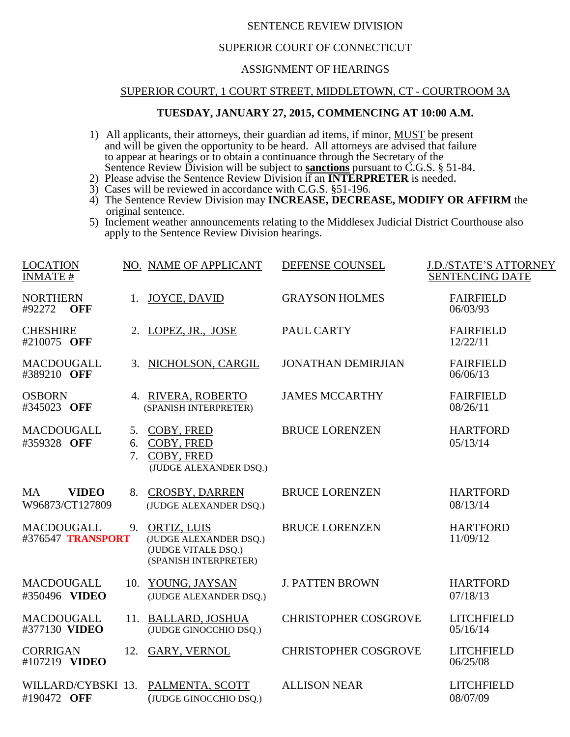SENTENCE REVIEW DIVISION

SUPERIOR COURT OF CONNECTICUT

ASSIGNMENT OF HEARINGS

SUPERIOR COURT, 1 COURT STREET, MIDDLETOWN, CT - COURTROOM 3A

**TUESDAY, JANUARY 27, 2015, COMMENCING AT 10:00 A.M.**

1) All applicants, their attorneys, their guardian ad items, if minor, MUST be present and will be given the opportunity to be heard. All attorneys are advised that failure to appear at hearings or to obtain a continuance through the Secretary of the Sentence Review Division will be subject to **sanctions** pursuant to C.G.S. § 51-84.
2) Please advise the Sentence Review Division if an **INTERPRETER** is needed.
3) Cases will be reviewed in accordance with C.G.S. §51-196.
4) The Sentence Review Division may **INCREASE, DECREASE, MODIFY OR AFFIRM** the original sentence.
5) Inclement weather announcements relating to the Middlesex Judicial District Courthouse also apply to the Sentence Review Division hearings.

| LOCATION INMATE # | NO. | NAME OF APPLICANT | DEFENSE COUNSEL | J.D./STATE'S ATTORNEY SENTENCING DATE |
|---|---|---|---|---|
| NORTHERN #92272 **OFF** | 1. | JOYCE, DAVID | GRAYSON HOLMES | FAIRFIELD 06/03/93 |
| CHESHIRE #210075 **OFF** | 2. | LOPEZ, JR., JOSE | PAUL CARTY | FAIRFIELD 12/22/11 |
| MACDOUGALL #389210 **OFF** | 3. | NICHOLSON, CARGIL | JONATHAN DEMIRJIAN | FAIRFIELD 06/06/13 |
| OSBORN #345023 **OFF** | 4. | RIVERA, ROBERTO (SPANISH INTERPRETER) | JAMES MCCARTHY | FAIRFIELD 08/26/11 |
| MACDOUGALL #359328 **OFF** | 5. 6. 7. | COBY, FRED COBY, FRED COBY, FRED (JUDGE ALEXANDER DSQ.) | BRUCE LORENZEN | HARTFORD 05/13/14 |
| MA **VIDEO** W96873/CT127809 | 8. | CROSBY, DARREN (JUDGE ALEXANDER DSQ.) | BRUCE LORENZEN | HARTFORD 08/13/14 |
| MACDOUGALL #376547 **TRANSPORT** | 9. | ORTIZ, LUIS (JUDGE ALEXANDER DSQ.) (JUDGE VITALE DSQ.) (SPANISH INTERPRETER) | BRUCE LORENZEN | HARTFORD 11/09/12 |
| MACDOUGALL #350496 **VIDEO** | 10. | YOUNG, JAYSAN (JUDGE ALEXANDER DSQ.) | J. PATTEN BROWN | HARTFORD 07/18/13 |
| MACDOUGALL #377130 **VIDEO** | 11. | BALLARD, JOSHUA (JUDGE GINOCCHIO DSQ.) | CHRISTOPHER COSGROVE | LITCHFIELD 05/16/14 |
| CORRIGAN #107219 **VIDEO** | 12. | GARY, VERNOL | CHRISTOPHER COSGROVE | LITCHFIELD 06/25/08 |
| WILLARD/CYBSKI #190472 **OFF** | 13. | PALMENTA, SCOTT (JUDGE GINOCCHIO DSQ.) | ALLISON NEAR | LITCHFIELD 08/07/09 |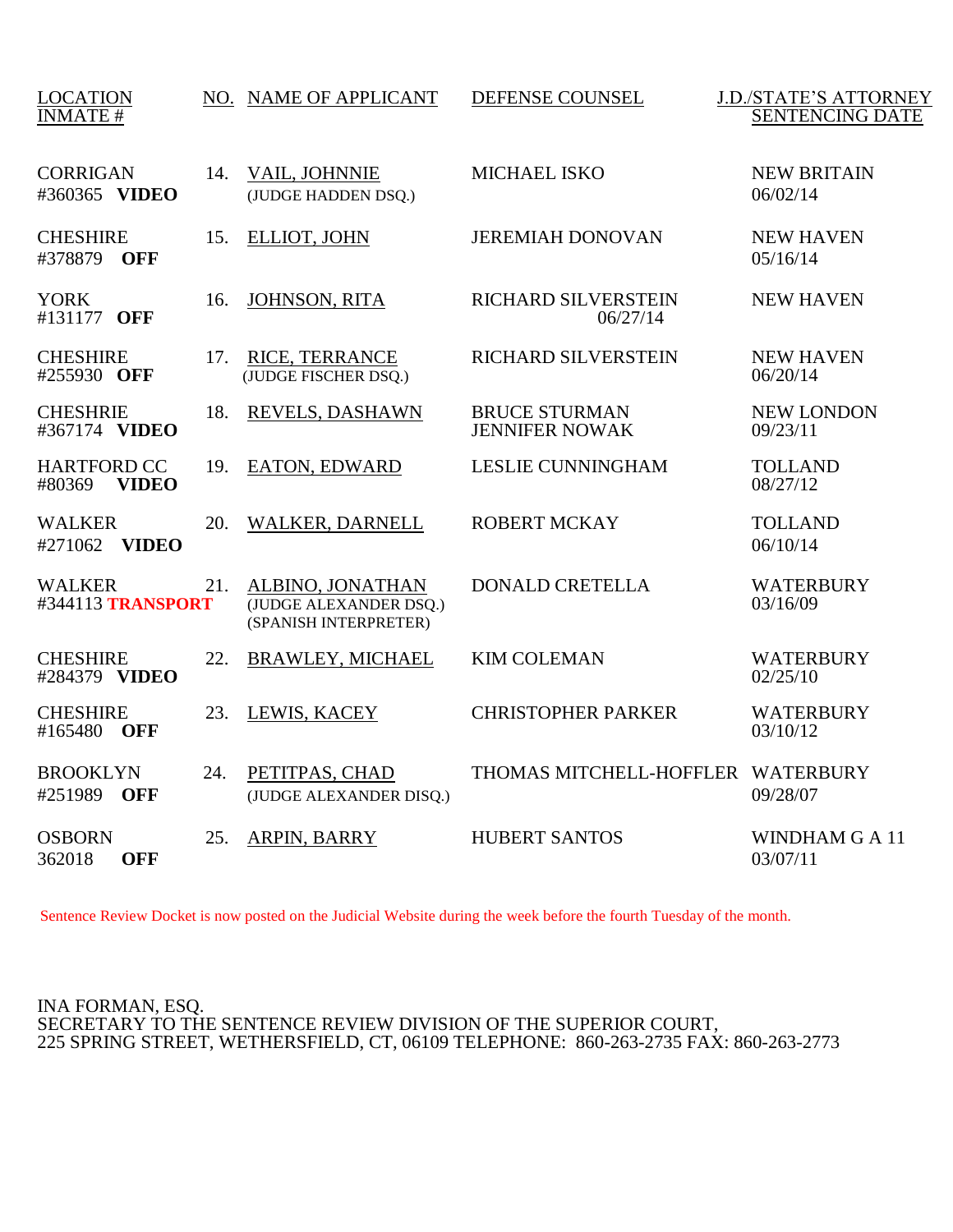| LOCATION<br>INMATE # | NO. | NAME OF APPLICANT | DEFENSE COUNSEL | J.D./STATE'S ATTORNEY<br>SENTENCING DATE |
|---|---|---|---|---|
| CORRIGAN<br>#360365 **VIDEO** | 14. | VAIL, JOHNNIE<br>(JUDGE HADDEN DSQ.) | MICHAEL ISKO | NEW BRITAIN<br>06/02/14 |
| CHESHIRE<br>#378879 **OFF** | 15. | ELLIOT, JOHN | JEREMIAH DONOVAN | NEW HAVEN<br>05/16/14 |
| YORK<br>#131177 **OFF** | 16. | JOHNSON, RITA | RICHARD SILVERSTEIN<br>06/27/14 | NEW HAVEN |
| CHESHIRE<br>#255930 **OFF** | 17. | RICE, TERRANCE<br>(JUDGE FISCHER DSQ.) | RICHARD SILVERSTEIN | NEW HAVEN<br>06/20/14 |
| CHESHRIE<br>#367174 **VIDEO** | 18. | REVELS, DASHAWN | BRUCE STURMAN<br>JENNIFER NOWAK | NEW LONDON<br>09/23/11 |
| HARTFORD CC<br>#80369 **VIDEO** | 19. | EATON, EDWARD | LESLIE CUNNINGHAM | TOLLAND<br>08/27/12 |
| WALKER<br>#271062 **VIDEO** | 20. | WALKER, DARNELL | ROBERT MCKAY | TOLLAND<br>06/10/14 |
| WALKER<br>#344113 **TRANSPORT** | 21. | ALBINO, JONATHAN<br>(JUDGE ALEXANDER DSQ.)<br>(SPANISH INTERPRETER) | DONALD CRETELLA | WATERBURY<br>03/16/09 |
| CHESHIRE<br>#284379 **VIDEO** | 22. | BRAWLEY, MICHAEL | KIM COLEMAN | WATERBURY<br>02/25/10 |
| CHESHIRE<br>#165480 **OFF** | 23. | LEWIS, KACEY | CHRISTOPHER PARKER | WATERBURY<br>03/10/12 |
| BROOKLYN<br>#251989 **OFF** | 24. | PETITPAS, CHAD<br>(JUDGE ALEXANDER DISQ.) | THOMAS MITCHELL-HOFFLER | WATERBURY<br>09/28/07 |
| OSBORN<br>362018 **OFF** | 25. | ARPIN, BARRY | HUBERT SANTOS | WINDHAM G A 11<br>03/07/11 |

Sentence Review Docket is now posted on the Judicial Website during the week before the fourth Tuesday of the month.

INA FORMAN, ESQ.
SECRETARY TO THE SENTENCE REVIEW DIVISION OF THE SUPERIOR COURT,
225 SPRING STREET, WETHERSFIELD, CT, 06109 TELEPHONE: 860-263-2735 FAX: 860-263-2773